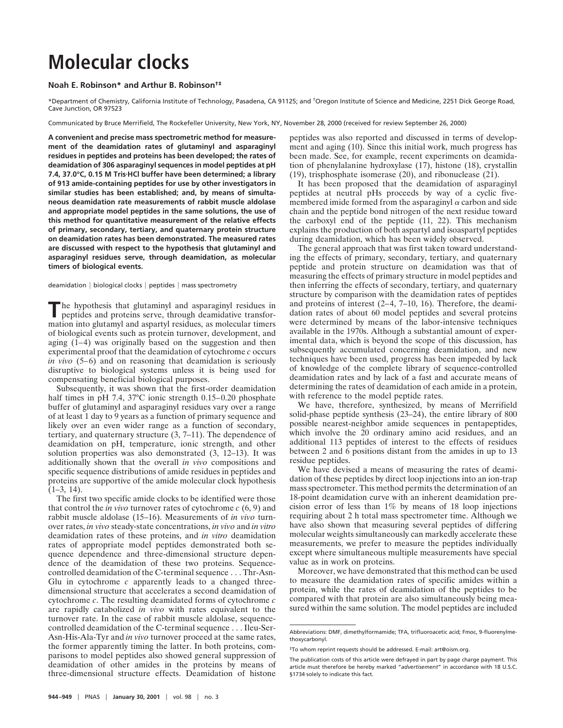# Molecular clocks

**Noah E. Robinson\* and Arthur B. Robinson†‡**

\*Department of Chemistry, California Institute of Technology, Pasadena, CA 91125; and †Oregon Institute of Science and Medicine, 2251 Dick George Road, Cave Junction, OR 97523

Communicated by Bruce Merrifield, The Rockefeller University, New York, NY, November 28, 2000 (received for review September 26, 2000)

**A convenient and precise mass spectrometric method for measurement of the deamidation rates of glutaminyl and asparaginyl residues in peptides and proteins has been developed; the rates of deamidation of 306 asparaginyl sequences in model peptides at pH 7.4, 37.0°C, 0.15 M Tris·HCl buffer have been determined; a library of 913 amide-containing peptides for use by other investigators in similar studies has been established; and, by means of simultaneous deamidation rate measurements of rabbit muscle aldolase and appropriate model peptides in the same solutions, the use of this method for quantitative measurement of the relative effects of primary, secondary, tertiary, and quaternary protein structure on deamidation rates has been demonstrated. The measured rates are discussed with respect to the hypothesis that glutaminyl and asparaginyl residues serve, through deamidation, as molecular timers of biological events.**

deamidation | biological clocks | peptides | mass spectrometry

The hypothesis that glutaminyl and asparaginyl residues in peptides and proteins serve, through deamidative transformation into glutamyl and aspartyl residues, as molecular timers of biological events such as protein turnover, development, and aging (1–4) was originally based on the suggestion and then experimental proof that the deamidation of cytochrome *c* occurs *in vivo* (5–6) and on reasoning that deamidation is seriously disruptive to biological systems unless it is being used for compensating beneficial biological purposes.

Subsequently, it was shown that the first-order deamidation half times in pH 7.4, 37°C ionic strength 0.15–0.20 phosphate buffer of glutaminyl and asparaginyl residues vary over a range of at least 1 day to 9 years as a function of primary sequence and likely over an even wider range as a function of secondary, tertiary, and quaternary structure (3, 7–11). The dependence of deamidation on pH, temperature, ionic strength, and other solution properties was also demonstrated (3, 12–13). It was additionally shown that the overall *in vivo* compositions and specific sequence distributions of amide residues in peptides and proteins are supportive of the amide molecular clock hypothesis (1–3, 14).

The first two specific amide clocks to be identified were those that control the *in vivo* turnover rates of cytochrome *c* (6, 9) and rabbit muscle aldolase (15–16). Measurements of *in vivo* turnover rates, *in vivo* steady-state concentrations, *in vivo* and *in vitro* deamidation rates of these proteins, and *in vitro* deamidation rates of appropriate model peptides demonstrated both sequence dependence and three-dimensional structure dependence of the deamidation of these two proteins. Sequence-controlled deamidation of the C-terminal sequence . . . Thr-Asn-Glu in cytochrome *c* apparently leads to a changed three-dimensional structure that accelerates a second deamidation of cytochrome *c*. The resulting deamidated forms of cytochrome *c* are rapidly catabolized *in vivo* with rates equivalent to the turnover rate. In the case of rabbit muscle aldolase, sequence-controlled deamidation of the C-terminal sequence . . . Ileu-Ser-Asn-His-Ala-Tyr and *in vivo* turnover proceed at the same rates, the former apparently timing the latter. In both proteins, comparisons to model peptides also showed general suppression of deamidation of other amides in the proteins by means of three-dimensional structure effects. Deamidation of histone peptides was also reported and discussed in terms of development and aging (10). Since this initial work, much progress has been made. See, for example, recent experiments on deamidation of phenylalanine hydroxylase (17), histone (18), crystallin (19), trisphosphate isomerase (20), and ribonuclease (21).

It has been proposed that the deamidation of asparaginyl peptides at neutral pHs proceeds by way of a cyclic five-membered imide formed from the asparaginyl $\alpha$ carbon and side chain and the peptide bond nitrogen of the next residue toward the carboxyl end of the peptide (11, 22). This mechanism explains the production of both aspartyl and isoaspartyl peptides during deamidation, which has been widely observed.

The general approach that was first taken toward understanding the effects of primary, secondary, tertiary, and quaternary peptide and protein structure on deamidation was that of measuring the effects of primary structure in model peptides and then inferring the effects of secondary, tertiary, and quaternary structure by comparison with the deamidation rates of peptides and proteins of interest (2–4, 7–10, 16). Therefore, the deamidation rates of about 60 model peptides and several proteins were determined by means of the labor-intensive techniques available in the 1970s. Although a substantial amount of experimental data, which is beyond the scope of this discussion, has subsequently accumulated concerning deamidation, and new techniques have been used, progress has been impeded by lack of knowledge of the complete library of sequence-controlled deamidation rates and by lack of a fast and accurate means of determining the rates of deamidation of each amide in a protein, with reference to the model peptide rates.

We have, therefore, synthesized, by means of Merrifield solid-phase peptide synthesis (23–24), the entire library of 800 possible nearest-neighbor amide sequences in pentapeptides, which involve the 20 ordinary amino acid residues, and an additional 113 peptides of interest to the effects of residues between 2 and 6 positions distant from the amides in up to 13 residue peptides.

We have devised a means of measuring the rates of deamidation of these peptides by direct loop injections into an ion-trap mass spectrometer. This method permits the determination of an 18-point deamidation curve with an inherent deamidation precision error of less than 1% by means of 18 loop injections requiring about 2 h total mass spectrometer time. Although we have also shown that measuring several peptides of differing molecular weights simultaneously can markedly accelerate these measurements, we prefer to measure the peptides individually except where simultaneous multiple measurements have special value as in work on proteins.

Moreover, we have demonstrated that this method can be used to measure the deamidation rates of specific amides within a protein, while the rates of deamidation of the peptides to be compared with that protein are also simultaneously being measured within the same solution. The model peptides are included

---

Abbreviations: DMF, dimethylformamide; TFA, trifluoroacetic acid; Fmoc, 9-fluorenylmethoxycarbonyl.

‡To whom reprint requests should be addressed. E-mail: art@oism.org.

The publication costs of this article were defrayed in part by page charge payment. This article must therefore be hereby marked "*advertisement*" in accordance with 18 U.S.C. §1734 solely to indicate this fact.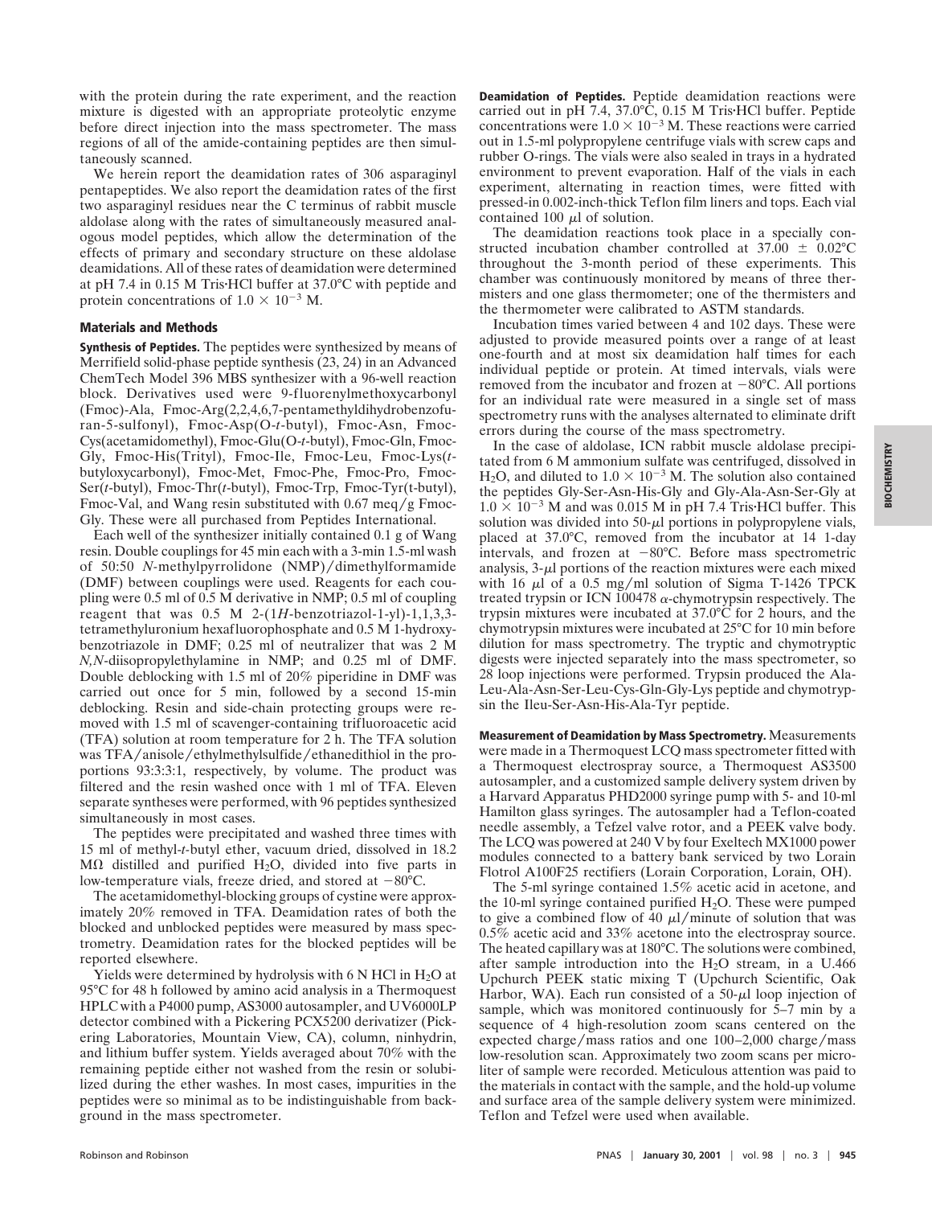with the protein during the rate experiment, and the reaction mixture is digested with an appropriate proteolytic enzyme before direct injection into the mass spectrometer. The mass regions of all of the amide-containing peptides are then simultaneously scanned.

We herein report the deamidation rates of 306 asparaginyl pentapeptides. We also report the deamidation rates of the first two asparaginyl residues near the C terminus of rabbit muscle aldolase along with the rates of simultaneously measured analogous model peptides, which allow the determination of the effects of primary and secondary structure on these aldolase deamidations. All of these rates of deamidation were determined at pH 7.4 in 0.15 M Tris·HCl buffer at 37.0°C with peptide and protein concentrations of $1.0 \times 10^{-3}$ M.

## Materials and Methods

**Synthesis of Peptides.** The peptides were synthesized by means of Merrifield solid-phase peptide synthesis (23, 24) in an Advanced ChemTech Model 396 MBS synthesizer with a 96-well reaction block. Derivatives used were 9-fluorenylmethoxycarbonyl (Fmoc)-Ala, Fmoc-Arg(2,2,4,6,7-pentamethyldihydrobenzofuran-5-sulfonyl), Fmoc-Asp(O-*t*-butyl), Fmoc-Asn, Fmoc-Cys(acetamidomethyl), Fmoc-Glu(O-*t*-butyl), Fmoc-Gln, Fmoc-Gly, Fmoc-His(Trityl), Fmoc-Ile, Fmoc-Leu, Fmoc-Lys(*t*-butyloxycarbonyl), Fmoc-Met, Fmoc-Phe, Fmoc-Pro, Fmoc-Ser(*t*-butyl), Fmoc-Thr(*t*-butyl), Fmoc-Trp, Fmoc-Tyr(t-butyl), Fmoc-Val, and Wang resin substituted with 0.67 meq/g Fmoc-Gly. These were all purchased from Peptides International.

Each well of the synthesizer initially contained 0.1 g of Wang resin. Double couplings for 45 min each with a 3-min 1.5-ml wash of 50:50 *N*-methylpyrrolidone (NMP)/dimethylformamide (DMF) between couplings were used. Reagents for each coupling were 0.5 ml of 0.5 M derivative in NMP; 0.5 ml of coupling reagent that was 0.5 M 2-(1*H*-benzotriazol-1-yl)-1,1,3,3-tetramethyluronium hexafluorophosphate and 0.5 M 1-hydroxybenzotriazole in DMF; 0.25 ml of neutralizer that was 2 M *N,N*-diisopropylethylamine in NMP; and 0.25 ml of DMF. Double deblocking with 1.5 ml of 20% piperidine in DMF was carried out once for 5 min, followed by a second 15-min deblocking. Resin and side-chain protecting groups were removed with 1.5 ml of scavenger-containing trifluoroacetic acid (TFA) solution at room temperature for 2 h. The TFA solution was TFA/anisole/ethylmethylsulfide/ethanedithiol in the proportions 93:3:3:1, respectively, by volume. The product was filtered and the resin washed once with 1 ml of TFA. Eleven separate syntheses were performed, with 96 peptides synthesized simultaneously in most cases.

The peptides were precipitated and washed three times with 15 ml of methyl-*t*-butyl ether, vacuum dried, dissolved in 18.2 MΩ distilled and purified $H_2O$, divided into five parts in low-temperature vials, freeze dried, and stored at −80°C.

The acetamidomethyl-blocking groups of cystine were approximately 20% removed in TFA. Deamidation rates of both the blocked and unblocked peptides were measured by mass spectrometry. Deamidation rates for the blocked peptides will be reported elsewhere.

Yields were determined by hydrolysis with 6 N HCl in $H_2O$ at 95°C for 48 h followed by amino acid analysis in a Thermoquest HPLC with a P4000 pump, AS3000 autosampler, and UV6000LP detector combined with a Pickering PCX5200 derivatizer (Pickering Laboratories, Mountain View, CA), column, ninhydrin, and lithium buffer system. Yields averaged about 70% with the remaining peptide either not washed from the resin or solubilized during the ether washes. In most cases, impurities in the peptides were so minimal as to be indistinguishable from background in the mass spectrometer.

**Deamidation of Peptides.** Peptide deamidation reactions were carried out in pH 7.4, 37.0°C, 0.15 M Tris·HCl buffer. Peptide concentrations were $1.0 \times 10^{-3}$ M. These reactions were carried out in 1.5-ml polypropylene centrifuge vials with screw caps and rubber O-rings. The vials were also sealed in trays in a hydrated environment to prevent evaporation. Half of the vials in each experiment, alternating in reaction times, were fitted with pressed-in 0.002-inch-thick Teflon film liners and tops. Each vial contained 100 μl of solution.

The deamidation reactions took place in a specially constructed incubation chamber controlled at 37.00 ± 0.02°C throughout the 3-month period of these experiments. This chamber was continuously monitored by means of three thermisters and one glass thermometer; one of the thermisters and the thermometer were calibrated to ASTM standards.

Incubation times varied between 4 and 102 days. These were adjusted to provide measured points over a range of at least one-fourth and at most six deamidation half times for each individual peptide or protein. At timed intervals, vials were removed from the incubator and frozen at −80°C. All portions for an individual rate were measured in a single set of mass spectrometry runs with the analyses alternated to eliminate drift errors during the course of the mass spectrometry.

In the case of aldolase, ICN rabbit muscle aldolase precipitated from 6 M ammonium sulfate was centrifuged, dissolved in $H_2O$, and diluted to $1.0 \times 10^{-3}$ M. The solution also contained the peptides Gly-Ser-Asn-His-Gly and Gly-Ala-Asn-Ser-Gly at $1.0 \times 10^{-3}$ M and was 0.015 M in pH 7.4 Tris·HCl buffer. This solution was divided into 50-μl portions in polypropylene vials, placed at 37.0°C, removed from the incubator at 14 1-day intervals, and frozen at −80°C. Before mass spectrometric analysis, 3-μl portions of the reaction mixtures were each mixed with 16 μl of a 0.5 mg/ml solution of Sigma T-1426 TPCK treated trypsin or ICN 100478 α-chymotrypsin respectively. The trypsin mixtures were incubated at 37.0°C for 2 hours, and the chymotrypsin mixtures were incubated at 25°C for 10 min before dilution for mass spectrometry. The tryptic and chymotryptic digests were injected separately into the mass spectrometer, so 28 loop injections were performed. Trypsin produced the Ala-Leu-Ala-Asn-Ser-Leu-Cys-Gln-Gly-Lys peptide and chymotrypsin the Ileu-Ser-Asn-His-Ala-Tyr peptide.

**Measurement of Deamidation by Mass Spectrometry.** Measurements were made in a Thermoquest LCQ mass spectrometer fitted with a Thermoquest electrospray source, a Thermoquest AS3500 autosampler, and a customized sample delivery system driven by a Harvard Apparatus PHD2000 syringe pump with 5- and 10-ml Hamilton glass syringes. The autosampler had a Teflon-coated needle assembly, a Tefzel valve rotor, and a PEEK valve body. The LCQ was powered at 240 V by four Exeltech MX1000 power modules connected to a battery bank serviced by two Lorain Flotrol A100F25 rectifiers (Lorain Corporation, Lorain, OH).

The 5-ml syringe contained 1.5% acetic acid in acetone, and the 10-ml syringe contained purified $H_2O$. These were pumped to give a combined flow of 40 μl/minute of solution that was 0.5% acetic acid and 33% acetone into the electrospray source. The heated capillary was at 180°C. The solutions were combined, after sample introduction into the $H_2O$ stream, in a U.466 Upchurch PEEK static mixing T (Upchurch Scientific, Oak Harbor, WA). Each run consisted of a 50-μl loop injection of sample, which was monitored continuously for 5–7 min by a sequence of 4 high-resolution zoom scans centered on the expected charge/mass ratios and one 100–2,000 charge/mass low-resolution scan. Approximately two zoom scans per microliter of sample were recorded. Meticulous attention was paid to the materials in contact with the sample, and the hold-up volume and surface area of the sample delivery system were minimized. Teflon and Tefzel were used when available.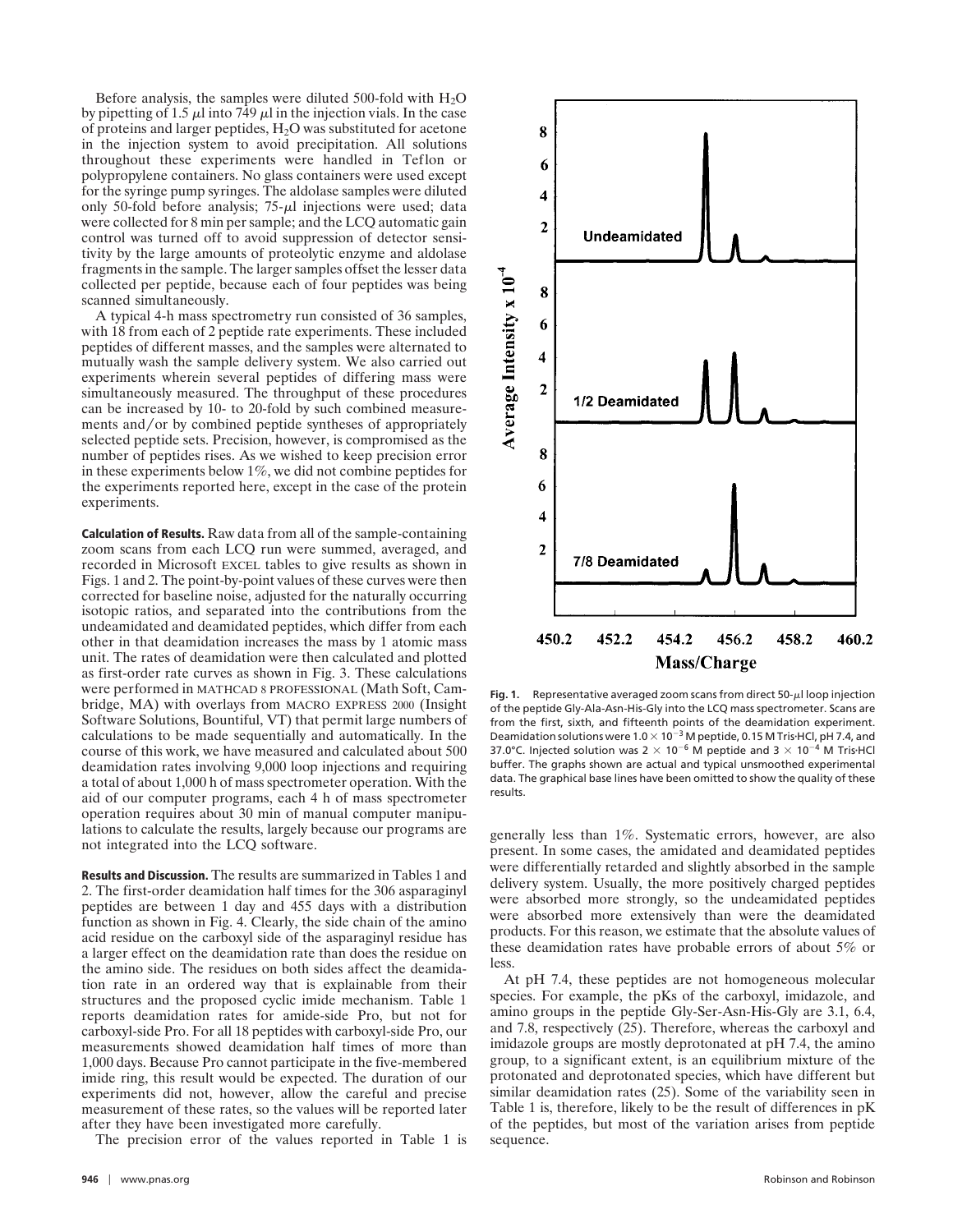Before analysis, the samples were diluted 500-fold with $H_2O$ by pipetting of 1.5 μl into 749 μl in the injection vials. In the case of proteins and larger peptides, $H_2O$ was substituted for acetone in the injection system to avoid precipitation. All solutions throughout these experiments were handled in Teflon or polypropylene containers. No glass containers were used except for the syringe pump syringes. The aldolase samples were diluted only 50-fold before analysis; 75-μl injections were used; data were collected for 8 min per sample; and the LCQ automatic gain control was turned off to avoid suppression of detector sensitivity by the large amounts of proteolytic enzyme and aldolase fragments in the sample. The larger samples offset the lesser data collected per peptide, because each of four peptides was being scanned simultaneously.

A typical 4-h mass spectrometry run consisted of 36 samples, with 18 from each of 2 peptide rate experiments. These included peptides of different masses, and the samples were alternated to mutually wash the sample delivery system. We also carried out experiments wherein several peptides of differing mass were simultaneously measured. The throughput of these procedures can be increased by 10- to 20-fold by such combined measurements and/or by combined peptide syntheses of appropriately selected peptide sets. Precision, however, is compromised as the number of peptides rises. As we wished to keep precision error in these experiments below 1%, we did not combine peptides for the experiments reported here, except in the case of the protein experiments.

**Calculation of Results.** Raw data from all of the sample-containing zoom scans from each LCQ run were summed, averaged, and recorded in Microsoft EXCEL tables to give results as shown in Figs. 1 and 2. The point-by-point values of these curves were then corrected for baseline noise, adjusted for the naturally occurring isotopic ratios, and separated into the contributions from the undeamidated and deamidated peptides, which differ from each other in that deamidation increases the mass by 1 atomic mass unit. The rates of deamidation were then calculated and plotted as first-order rate curves as shown in Fig. 3. These calculations were performed in MATHCAD 8 PROFESSIONAL (Math Soft, Cambridge, MA) with overlays from MACRO EXPRESS 2000 (Insight Software Solutions, Bountiful, VT) that permit large numbers of calculations to be made sequentially and automatically. In the course of this work, we have measured and calculated about 500 deamidation rates involving 9,000 loop injections and requiring a total of about 1,000 h of mass spectrometer operation. With the aid of our computer programs, each 4 h of mass spectrometer operation requires about 30 min of manual computer manipulations to calculate the results, largely because our programs are not integrated into the LCQ software.

**Results and Discussion.** The results are summarized in Tables 1 and 2. The first-order deamidation half times for the 306 asparaginyl peptides are between 1 day and 455 days with a distribution function as shown in Fig. 4. Clearly, the side chain of the amino acid residue on the carboxyl side of the asparaginyl residue has a larger effect on the deamidation rate than does the residue on the amino side. The residues on both sides affect the deamidation rate in an ordered way that is explainable from their structures and the proposed cyclic imide mechanism. Table 1 reports deamidation rates for amide-side Pro, but not for carboxyl-side Pro. For all 18 peptides with carboxyl-side Pro, our measurements showed deamidation half times of more than 1,000 days. Because Pro cannot participate in the five-membered imide ring, this result would be expected. The duration of our experiments did not, however, allow the careful and precise measurement of these rates, so the values will be reported later after they have been investigated more carefully.

The precision error of the values reported in Table 1 is generally less than 1%. Systematic errors, however, are also present. In some cases, the amidated and deamidated peptides were differentially retarded and slightly absorbed in the sample delivery system. Usually, the more positively charged peptides were absorbed more strongly, so the undeamidated peptides were absorbed more extensively than were the deamidated products. For this reason, we estimate that the absolute values of these deamidation rates have probable errors of about 5% or less.

At pH 7.4, these peptides are not homogeneous molecular species. For example, the pKs of the carboxyl, imidazole, and amino groups in the peptide Gly-Ser-Asn-His-Gly are 3.1, 6.4, and 7.8, respectively (25). Therefore, whereas the carboxyl and imidazole groups are mostly deprotonated at pH 7.4, the amino group, to a significant extent, is an equilibrium mixture of the protonated and deprotonated species, which have different but similar deamidation rates (25). Some of the variability seen in Table 1 is, therefore, likely to be the result of differences in pK of the peptides, but most of the variation arises from peptide sequence.

**Fig. 1.** Representative averaged zoom scans from direct 50-μl loop injection of the peptide Gly-Ala-Asn-His-Gly into the LCQ mass spectrometer. Scans are from the first, sixth, and fifteenth points of the deamidation experiment. Deamidation solutions were $1.0 \times 10^{-3}$ M peptide, 0.15 M Tris·HCl, pH 7.4, and 37.0°C. Injected solution was $2 \times 10^{-6}$ M peptide and $3 \times 10^{-4}$ M Tris·HCl buffer. The graphs shown are actual and typical unsmoothed experimental data. The graphical base lines have been omitted to show the quality of these results.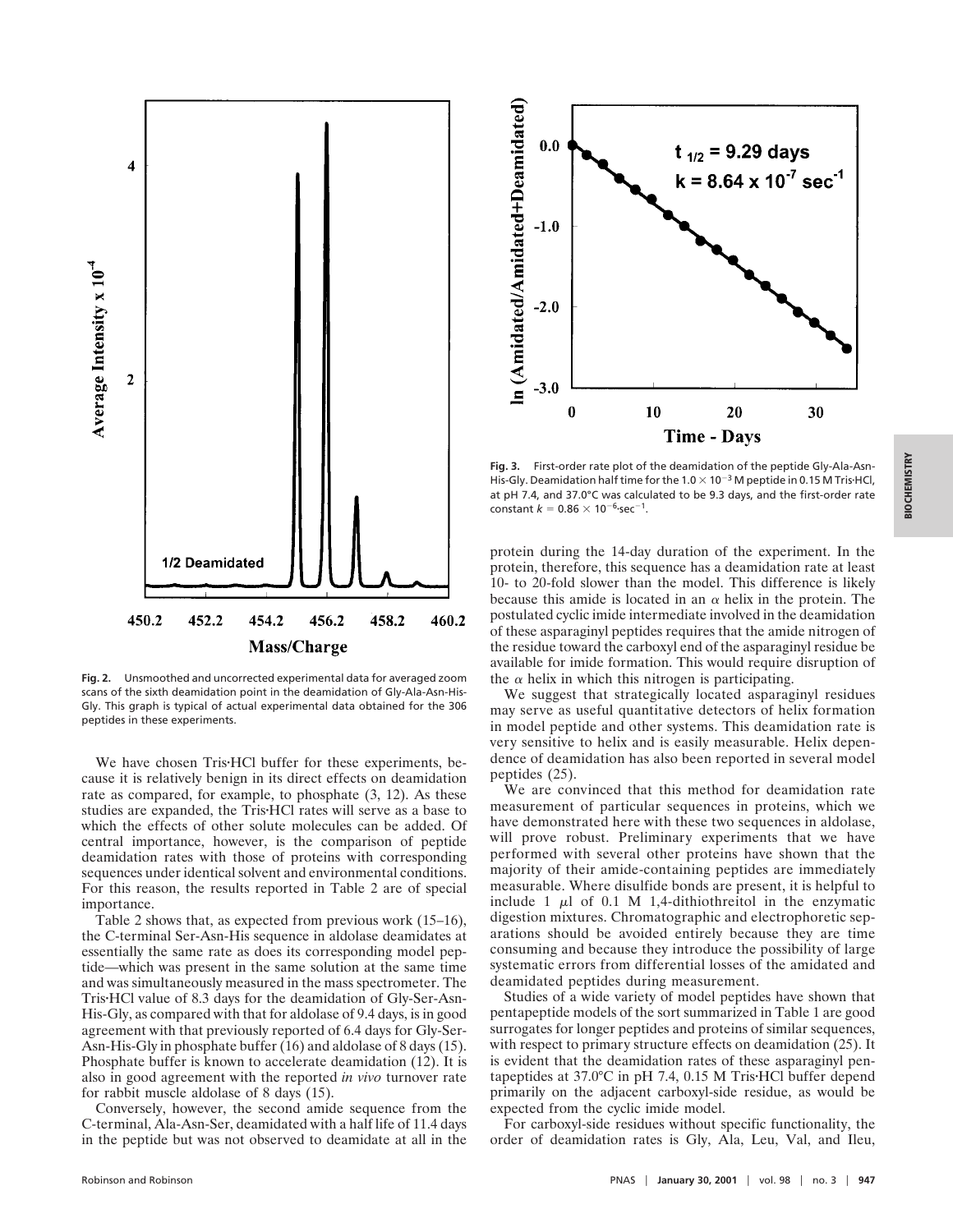**Fig. 2.** Unsmoothed and uncorrected experimental data for averaged zoom scans of the sixth deamidation point in the deamidation of Gly-Ala-Asn-His-Gly. This graph is typical of actual experimental data obtained for the 306 peptides in these experiments.

**Fig. 3.** First-order rate plot of the deamidation of the peptide Gly-Ala-Asn-His-Gly. Deamidation half time for the $1.0 \times 10^{-3}$ M peptide in 0.15 M Tris·HCl, at pH 7.4, and 37.0°C was calculated to be 9.3 days, and the first-order rate constant $k = 0.86 \times 10^{-6}$·sec$^{-1}$.

We have chosen Tris·HCl buffer for these experiments, because it is relatively benign in its direct effects on deamidation rate as compared, for example, to phosphate (3, 12). As these studies are expanded, the Tris·HCl rates will serve as a base to which the effects of other solute molecules can be added. Of central importance, however, is the comparison of peptide deamidation rates with those of proteins with corresponding sequences under identical solvent and environmental conditions. For this reason, the results reported in Table 2 are of special importance.

Table 2 shows that, as expected from previous work (15–16), the C-terminal Ser-Asn-His sequence in aldolase deamidates at essentially the same rate as does its corresponding model peptide—which was present in the same solution at the same time and was simultaneously measured in the mass spectrometer. The Tris·HCl value of 8.3 days for the deamidation of Gly-Ser-Asn-His-Gly, as compared with that for aldolase of 9.4 days, is in good agreement with that previously reported of 6.4 days for Gly-Ser-Asn-His-Gly in phosphate buffer (16) and aldolase of 8 days (15). Phosphate buffer is known to accelerate deamidation (12). It is also in good agreement with the reported *in vivo* turnover rate for rabbit muscle aldolase of 8 days (15).

Conversely, however, the second amide sequence from the C-terminal, Ala-Asn-Ser, deamidated with a half life of 11.4 days in the peptide but was not observed to deamidate at all in the protein during the 14-day duration of the experiment. In the protein, therefore, this sequence has a deamidation rate at least 10- to 20-fold slower than the model. This difference is likely because this amide is located in an α helix in the protein. The postulated cyclic imide intermediate involved in the deamidation of these asparaginyl peptides requires that the amide nitrogen of the residue toward the carboxyl end of the asparaginyl residue be available for imide formation. This would require disruption of the α helix in which this nitrogen is participating.

We suggest that strategically located asparaginyl residues may serve as useful quantitative detectors of helix formation in model peptide and other systems. This deamidation rate is very sensitive to helix and is easily measurable. Helix dependence of deamidation has also been reported in several model peptides (25).

We are convinced that this method for deamidation rate measurement of particular sequences in proteins, which we have demonstrated here with these two sequences in aldolase, will prove robust. Preliminary experiments that we have performed with several other proteins have shown that the majority of their amide-containing peptides are immediately measurable. Where disulfide bonds are present, it is helpful to include 1 μl of 0.1 M 1,4-dithiothreitol in the enzymatic digestion mixtures. Chromatographic and electrophoretic separations should be avoided entirely because they are time consuming and because they introduce the possibility of large systematic errors from differential losses of the amidated and deamidated peptides during measurement.

Studies of a wide variety of model peptides have shown that pentapeptide models of the sort summarized in Table 1 are good surrogates for longer peptides and proteins of similar sequences, with respect to primary structure effects on deamidation (25). It is evident that the deamidation rates of these asparaginyl pentapeptides at 37.0°C in pH 7.4, 0.15 M Tris·HCl buffer depend primarily on the adjacent carboxyl-side residue, as would be expected from the cyclic imide model.

For carboxyl-side residues without specific functionality, the order of deamidation rates is Gly, Ala, Leu, Val, and Ileu,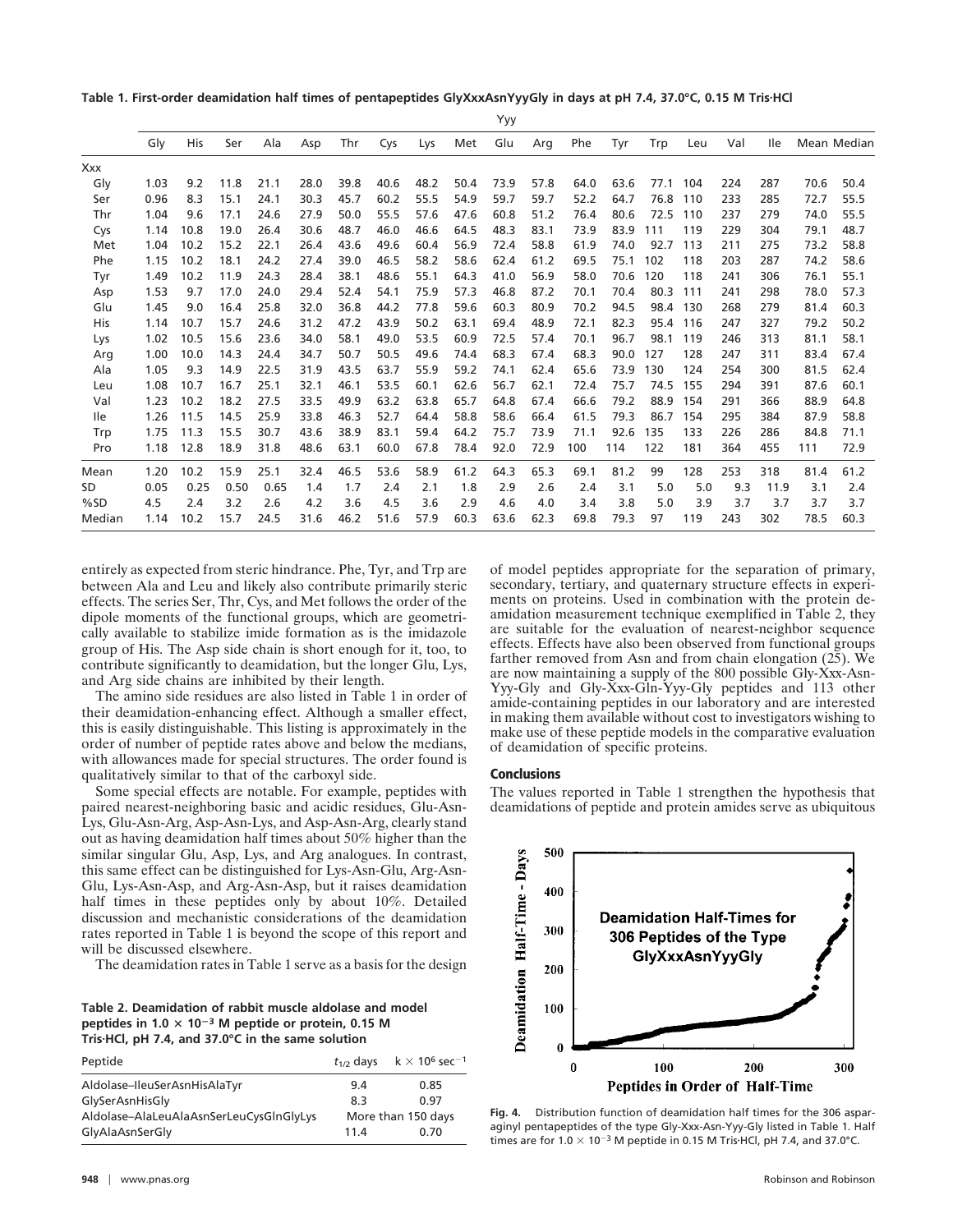**Table 1. First-order deamidation half times of pentapeptides GlyXxxAsnYyyGly in days at pH 7.4, 37.0°C, 0.15 M Tris·HCl**

| | Yyy | | | | | | | | | | | | | | | | | | |
|---|---|---|---|---|---|---|---|---|---|---|---|---|---|---|---|---|---|---|---|
| | Gly | His | Ser | Ala | Asp | Thr | Cys | Lys | Met | Glu | Arg | Phe | Tyr | Trp | Leu | Val | Ile | Mean | Median |
| Xxx | | | | | | | | | | | | | | | | | | | |
| Gly | 1.03 | 9.2 | 11.8 | 21.1 | 28.0 | 39.8 | 40.6 | 48.2 | 50.4 | 73.9 | 57.8 | 64.0 | 63.6 | 77.1 | 104 | 224 | 287 | 70.6 | 50.4 |
| Ser | 0.96 | 8.3 | 15.1 | 24.1 | 30.3 | 45.7 | 60.2 | 55.5 | 54.9 | 59.7 | 59.7 | 52.2 | 64.7 | 76.8 | 110 | 233 | 285 | 72.7 | 55.5 |
| Thr | 1.04 | 9.6 | 17.1 | 24.6 | 27.9 | 50.0 | 55.5 | 57.6 | 47.6 | 60.8 | 51.2 | 76.4 | 80.6 | 72.5 | 110 | 237 | 279 | 74.0 | 55.5 |
| Cys | 1.14 | 10.8 | 19.0 | 26.4 | 30.6 | 48.7 | 46.0 | 46.6 | 64.5 | 48.3 | 83.1 | 73.9 | 83.9 | 111 | 119 | 229 | 304 | 79.1 | 48.7 |
| Met | 1.04 | 10.2 | 15.2 | 22.1 | 26.4 | 43.6 | 49.6 | 60.4 | 56.9 | 72.4 | 58.8 | 61.9 | 74.0 | 92.7 | 113 | 211 | 275 | 73.2 | 58.8 |
| Phe | 1.15 | 10.2 | 18.1 | 24.2 | 27.4 | 39.0 | 46.5 | 58.2 | 58.6 | 62.4 | 61.2 | 69.5 | 75.1 | 102 | 118 | 203 | 287 | 74.2 | 58.6 |
| Tyr | 1.49 | 10.2 | 11.9 | 24.3 | 28.4 | 38.1 | 48.6 | 55.1 | 64.3 | 41.0 | 56.9 | 58.0 | 70.6 | 120 | 118 | 241 | 306 | 76.1 | 55.1 |
| Asp | 1.53 | 9.7 | 17.0 | 24.0 | 29.4 | 52.4 | 54.1 | 75.9 | 57.3 | 46.8 | 87.2 | 70.1 | 70.4 | 80.3 | 111 | 241 | 298 | 78.0 | 57.3 |
| Glu | 1.45 | 9.0 | 16.4 | 25.8 | 32.0 | 36.8 | 44.2 | 77.8 | 59.6 | 60.3 | 80.9 | 70.2 | 94.5 | 98.4 | 130 | 268 | 279 | 81.4 | 60.3 |
| His | 1.14 | 10.7 | 15.7 | 24.6 | 31.2 | 47.2 | 43.9 | 50.2 | 63.1 | 69.4 | 48.9 | 72.1 | 82.3 | 95.4 | 116 | 247 | 327 | 79.2 | 50.2 |
| Lys | 1.02 | 10.5 | 15.6 | 23.6 | 34.0 | 58.1 | 49.0 | 53.5 | 60.9 | 72.5 | 57.4 | 70.1 | 96.7 | 98.1 | 119 | 246 | 313 | 81.1 | 58.1 |
| Arg | 1.00 | 10.0 | 14.3 | 24.4 | 34.7 | 50.7 | 50.5 | 49.6 | 74.4 | 68.3 | 67.4 | 68.3 | 90.0 | 127 | 128 | 247 | 311 | 83.4 | 67.4 |
| Ala | 1.05 | 9.3 | 14.9 | 22.5 | 31.9 | 43.5 | 63.7 | 55.9 | 59.2 | 74.1 | 62.4 | 65.6 | 73.9 | 130 | 124 | 254 | 300 | 81.5 | 62.4 |
| Leu | 1.08 | 10.7 | 16.7 | 25.1 | 32.1 | 46.1 | 53.5 | 60.1 | 62.6 | 56.7 | 62.1 | 72.4 | 75.7 | 74.5 | 155 | 294 | 391 | 87.6 | 60.1 |
| Val | 1.23 | 10.2 | 18.2 | 27.5 | 33.5 | 49.9 | 63.2 | 63.8 | 65.7 | 64.8 | 67.4 | 66.6 | 79.2 | 88.9 | 154 | 291 | 366 | 88.9 | 64.8 |
| Ile | 1.26 | 11.5 | 14.5 | 25.9 | 33.8 | 46.3 | 52.7 | 64.4 | 58.8 | 58.6 | 66.4 | 61.5 | 79.3 | 86.7 | 154 | 295 | 384 | 87.9 | 58.8 |
| Trp | 1.75 | 11.3 | 15.5 | 30.7 | 43.6 | 38.9 | 83.1 | 59.4 | 64.2 | 75.7 | 73.9 | 71.1 | 92.6 | 135 | 133 | 226 | 286 | 84.8 | 71.1 |
| Pro | 1.18 | 12.8 | 18.9 | 31.8 | 48.6 | 63.1 | 60.0 | 67.8 | 78.4 | 92.0 | 72.9 | 100 | 114 | 122 | 181 | 364 | 455 | 111 | 72.9 |
| Mean | 1.20 | 10.2 | 15.9 | 25.1 | 32.4 | 46.5 | 53.6 | 58.9 | 61.2 | 64.3 | 65.3 | 69.1 | 81.2 | 99 | 128 | 253 | 318 | 81.4 | 61.2 |
| SD | 0.05 | 0.25 | 0.50 | 0.65 | 1.4 | 1.7 | 2.4 | 2.1 | 1.8 | 2.9 | 2.6 | 2.4 | 3.1 | 5.0 | 5.0 | 9.3 | 11.9 | 3.1 | 2.4 |
| %SD | 4.5 | 2.4 | 3.2 | 2.6 | 4.2 | 3.6 | 4.5 | 3.6 | 2.9 | 4.6 | 4.0 | 3.4 | 3.8 | 5.0 | 3.9 | 3.7 | 3.7 | 3.7 | 3.7 |
| Median | 1.14 | 10.2 | 15.7 | 24.5 | 31.6 | 46.2 | 51.6 | 57.9 | 60.3 | 63.6 | 62.3 | 69.8 | 79.3 | 97 | 119 | 243 | 302 | 78.5 | 60.3 |

entirely as expected from steric hindrance. Phe, Tyr, and Trp are between Ala and Leu and likely also contribute primarily steric effects. The series Ser, Thr, Cys, and Met follows the order of the dipole moments of the functional groups, which are geometrically available to stabilize imide formation as is the imidazole group of His. The Asp side chain is short enough for it, too, to contribute significantly to deamidation, but the longer Glu, Lys, and Arg side chains are inhibited by their length.

The amino side residues are also listed in Table 1 in order of their deamidation-enhancing effect. Although a smaller effect, this is easily distinguishable. This listing is approximately in the order of number of peptide rates above and below the medians, with allowances made for special structures. The order found is qualitatively similar to that of the carboxyl side.

Some special effects are notable. For example, peptides with paired nearest-neighboring basic and acidic residues, Glu-Asn-Lys, Glu-Asn-Arg, Asp-Asn-Lys, and Asp-Asn-Arg, clearly stand out as having deamidation half times about 50% higher than the similar singular Glu, Asp, Lys, and Arg analogues. In contrast, this same effect can be distinguished for Lys-Asn-Glu, Arg-Asn-Glu, Lys-Asn-Asp, and Arg-Asn-Asp, but it raises deamidation half times in these peptides only by about 10%. Detailed discussion and mechanistic considerations of the deamidation rates reported in Table 1 is beyond the scope of this report and will be discussed elsewhere.

The deamidation rates in Table 1 serve as a basis for the design of model peptides appropriate for the separation of primary, secondary, tertiary, and quaternary structure effects in experiments on proteins. Used in combination with the protein deamidation measurement technique exemplified in Table 2, they are suitable for the evaluation of nearest-neighbor sequence effects. Effects have also been observed from functional groups farther removed from Asn and from chain elongation (25). We are now maintaining a supply of the 800 possible Gly-Xxx-Asn-Yyy-Gly and Gly-Xxx-Gln-Yyy-Gly peptides and 113 other amide-containing peptides in our laboratory and are interested in making them available without cost to investigators wishing to make use of these peptide models in the comparative evaluation of deamidation of specific proteins.

**Table 2. Deamidation of rabbit muscle aldolase and model peptides in $1.0 \times 10^{-3}$ M peptide or protein, 0.15 M Tris·HCl, pH 7.4, and 37.0°C in the same solution**

| Peptide | $t_{1/2}$ days | $k \times 10^6\ sec^{-1}$ |
|---|---|---|
| Aldolase–IleuSerAsnHisAlaTyr | 9.4 | 0.85 |
| GlySerAsnHisGly | 8.3 | 0.97 |
| Aldolase–AlaLeuAlaAsnSerLeuCysGlnGlyLys | More than 150 days | |
| GlyAlaAsnSerGly | 11.4 | 0.70 |

## Conclusions

The values reported in Table 1 strengthen the hypothesis that deamidations of peptide and protein amides serve as ubiquitous

**Fig. 4.** Distribution function of deamidation half times for the 306 asparaginyl pentapeptides of the type Gly-Xxx-Asn-Yyy-Gly listed in Table 1. Half times are for $1.0 \times 10^{-3}$ M peptide in 0.15 M Tris·HCl, pH 7.4, and 37.0°C.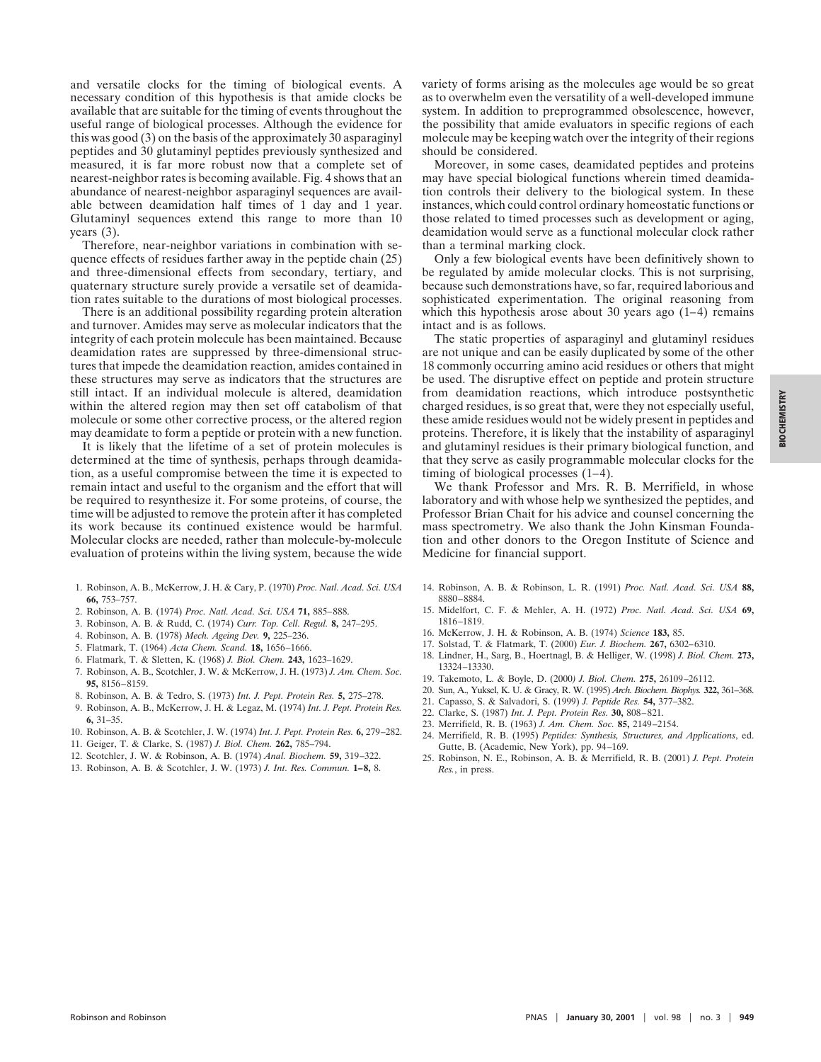and versatile clocks for the timing of biological events. A necessary condition of this hypothesis is that amide clocks be available that are suitable for the timing of events throughout the useful range of biological processes. Although the evidence for this was good (3) on the basis of the approximately 30 asparaginyl peptides and 30 glutaminyl peptides previously synthesized and measured, it is far more robust now that a complete set of nearest-neighbor rates is becoming available. Fig. 4 shows that an abundance of nearest-neighbor asparaginyl sequences are available between deamidation half times of 1 day and 1 year. Glutaminyl sequences extend this range to more than 10 years (3).

Therefore, near-neighbor variations in combination with sequence effects of residues farther away in the peptide chain (25) and three-dimensional effects from secondary, tertiary, and quaternary structure surely provide a versatile set of deamidation rates suitable to the durations of most biological processes.

There is an additional possibility regarding protein alteration and turnover. Amides may serve as molecular indicators that the integrity of each protein molecule has been maintained. Because deamidation rates are suppressed by three-dimensional structures that impede the deamidation reaction, amides contained in these structures may serve as indicators that the structures are still intact. If an individual molecule is altered, deamidation within the altered region may then set off catabolism of that molecule or some other corrective process, or the altered region may deamidate to form a peptide or protein with a new function.

It is likely that the lifetime of a set of protein molecules is determined at the time of synthesis, perhaps through deamidation, as a useful compromise between the time it is expected to remain intact and useful to the organism and the effort that will be required to resynthesize it. For some proteins, of course, the time will be adjusted to remove the protein after it has completed its work because its continued existence would be harmful. Molecular clocks are needed, rather than molecule-by-molecule evaluation of proteins within the living system, because the wide variety of forms arising as the molecules age would be so great as to overwhelm even the versatility of a well-developed immune system. In addition to preprogrammed obsolescence, however, the possibility that amide evaluators in specific regions of each molecule may be keeping watch over the integrity of their regions should be considered.

Moreover, in some cases, deamidated peptides and proteins may have special biological functions wherein timed deamidation controls their delivery to the biological system. In these instances, which could control ordinary homeostatic functions or those related to timed processes such as development or aging, deamidation would serve as a functional molecular clock rather than a terminal marking clock.

Only a few biological events have been definitively shown to be regulated by amide molecular clocks. This is not surprising, because such demonstrations have, so far, required laborious and sophisticated experimentation. The original reasoning from which this hypothesis arose about 30 years ago (1–4) remains intact and is as follows.

The static properties of asparaginyl and glutaminyl residues are not unique and can be easily duplicated by some of the other 18 commonly occurring amino acid residues or others that might be used. The disruptive effect on peptide and protein structure from deamidation reactions, which introduce postsynthetic charged residues, is so great that, were they not especially useful, these amide residues would not be widely present in peptides and proteins. Therefore, it is likely that the instability of asparaginyl and glutaminyl residues is their primary biological function, and that they serve as easily programmable molecular clocks for the timing of biological processes (1–4).

We thank Professor and Mrs. R. B. Merrifield, in whose laboratory and with whose help we synthesized the peptides, and Professor Brian Chait for his advice and counsel concerning the mass spectrometry. We also thank the John Kinsman Foundation and other donors to the Oregon Institute of Science and Medicine for financial support.

1. Robinson, A. B., McKerrow, J. H. & Cary, P. (1970) *Proc. Natl. Acad. Sci. USA* **66,** 753–757.
2. Robinson, A. B. (1974) *Proc. Natl. Acad. Sci. USA* **71,** 885–888.
3. Robinson, A. B. & Rudd, C. (1974) *Curr. Top. Cell. Regul.* **8,** 247–295.
4. Robinson, A. B. (1978) *Mech. Ageing Dev.* **9,** 225–236.
5. Flatmark, T. (1964) *Acta Chem. Scand.* **18,** 1656–1666.
6. Flatmark, T. & Sletten, K. (1968) *J. Biol. Chem.* **243,** 1623–1629.
7. Robinson, A. B., Scotchler, J. W. & McKerrow, J. H. (1973) *J. Am. Chem. Soc.* **95,** 8156–8159.
8. Robinson, A. B. & Tedro, S. (1973) *Int. J. Pept. Protein Res.* **5,** 275–278.
9. Robinson, A. B., McKerrow, J. H. & Legaz, M. (1974) *Int. J. Pept. Protein Res.* **6,** 31–35.
10. Robinson, A. B. & Scotchler, J. W. (1974) *Int. J. Pept. Protein Res.* **6,** 279–282.
11. Geiger, T. & Clarke, S. (1987) *J. Biol. Chem.* **262,** 785–794.
12. Scotchler, J. W. & Robinson, A. B. (1974) *Anal. Biochem.* **59,** 319–322.
13. Robinson, A. B. & Scotchler, J. W. (1973) *J. Int. Res. Commun.* **1–8,** 8.
14. Robinson, A. B. & Robinson, L. R. (1991) *Proc. Natl. Acad. Sci. USA* **88,** 8880–8884.
15. Midelfort, C. F. & Mehler, A. H. (1972) *Proc. Natl. Acad. Sci. USA* **69,** 1816–1819.
16. McKerrow, J. H. & Robinson, A. B. (1974) *Science* **183,** 85.
17. Solstad, T. & Flatmark, T. (2000) *Eur. J. Biochem.* **267,** 6302–6310.
18. Lindner, H., Sarg, B., Hoertnagl, B. & Helliger, W. (1998) *J. Biol. Chem.* **273,** 13324–13330.
19. Takemoto, L. & Boyle, D. (2000) *J. Biol. Chem.* **275,** 26109–26112.
20. Sun, A., Yuksel, K. U. & Gracy, R. W. (1995) *Arch. Biochem. Biophys.* **322,** 361–368.
21. Capasso, S. & Salvadori, S. (1999) *J. Peptide Res.* **54,** 377–382.
22. Clarke, S. (1987) *Int. J. Pept. Protein Res.* **30,** 808–821.
23. Merrifield, R. B. (1963) *J. Am. Chem. Soc.* **85,** 2149–2154.
24. Merrifield, R. B. (1995) *Peptides: Synthesis, Structures, and Applications*, ed. Gutte, B. (Academic, New York), pp. 94–169.
25. Robinson, N. E., Robinson, A. B. & Merrifield, R. B. (2001) *J. Pept. Protein Res.*, in press.